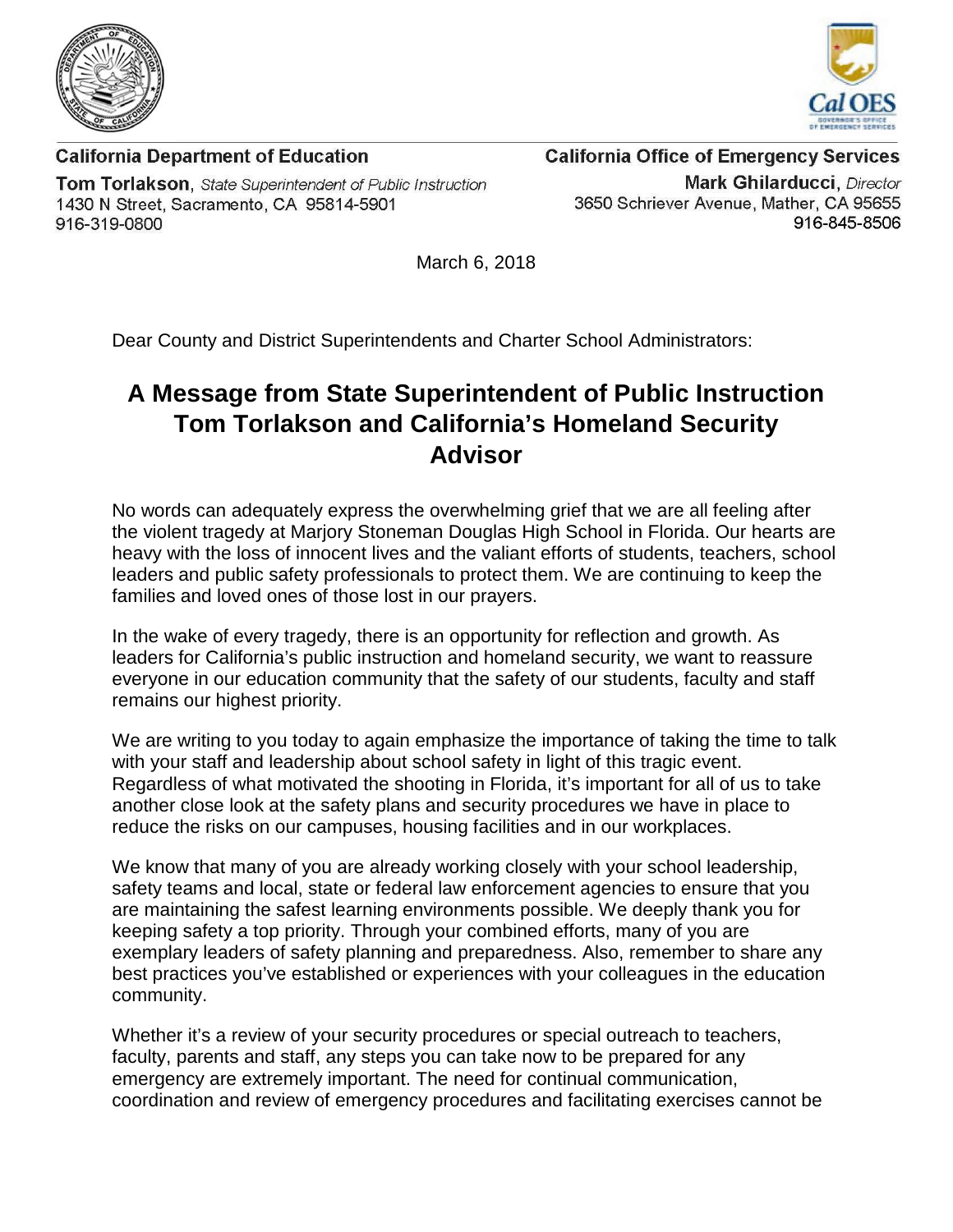**California Department of Education**

**Tom Torlakson**, *State Superintendent of Public Instruction*
1430 N Street, Sacramento, CA 95814-5901
916-319-0800

**California Office of Emergency Services**

**Mark Ghilarducci**, *Director*
3650 Schriever Avenue, Mather, CA 95655
916-845-8506

March 6, 2018

Dear County and District Superintendents and Charter School Administrators:

# A Message from State Superintendent of Public Instruction Tom Torlakson and California's Homeland Security Advisor

No words can adequately express the overwhelming grief that we are all feeling after the violent tragedy at Marjory Stoneman Douglas High School in Florida. Our hearts are heavy with the loss of innocent lives and the valiant efforts of students, teachers, school leaders and public safety professionals to protect them. We are continuing to keep the families and loved ones of those lost in our prayers.

In the wake of every tragedy, there is an opportunity for reflection and growth. As leaders for California's public instruction and homeland security, we want to reassure everyone in our education community that the safety of our students, faculty and staff remains our highest priority.

We are writing to you today to again emphasize the importance of taking the time to talk with your staff and leadership about school safety in light of this tragic event. Regardless of what motivated the shooting in Florida, it's important for all of us to take another close look at the safety plans and security procedures we have in place to reduce the risks on our campuses, housing facilities and in our workplaces.

We know that many of you are already working closely with your school leadership, safety teams and local, state or federal law enforcement agencies to ensure that you are maintaining the safest learning environments possible. We deeply thank you for keeping safety a top priority. Through your combined efforts, many of you are exemplary leaders of safety planning and preparedness. Also, remember to share any best practices you've established or experiences with your colleagues in the education community.

Whether it's a review of your security procedures or special outreach to teachers, faculty, parents and staff, any steps you can take now to be prepared for any emergency are extremely important. The need for continual communication, coordination and review of emergency procedures and facilitating exercises cannot be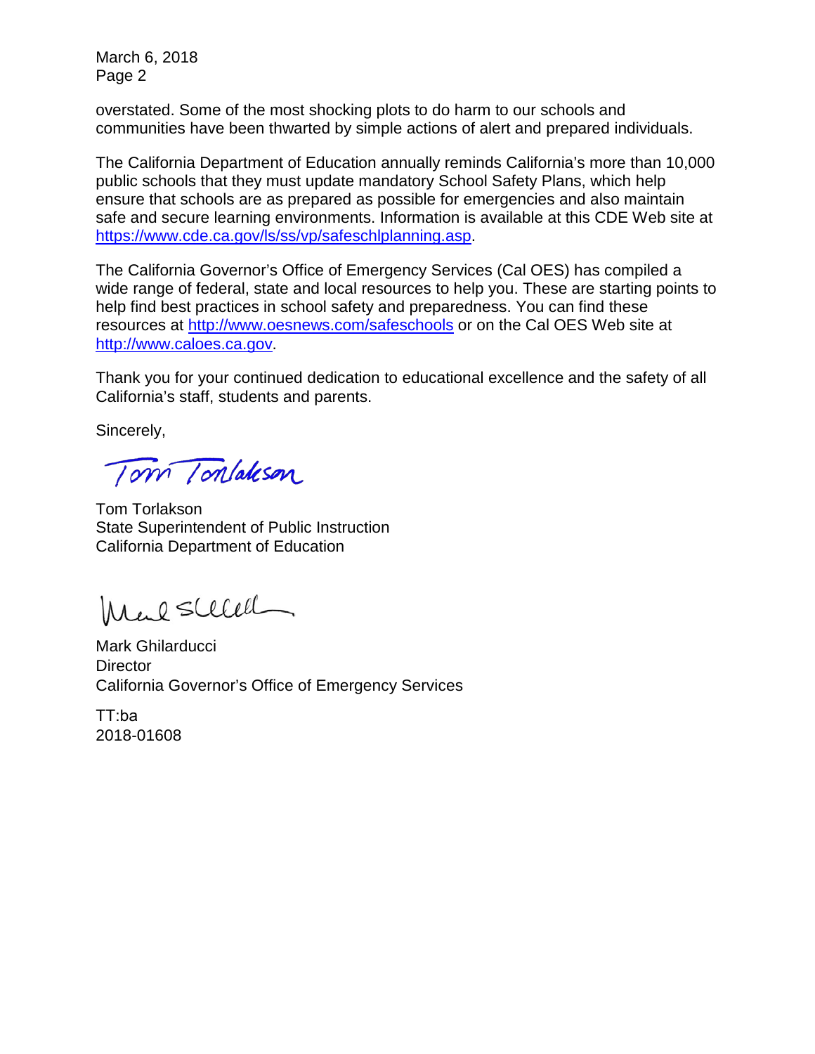overstated. Some of the most shocking plots to do harm to our schools and communities have been thwarted by simple actions of alert and prepared individuals.

The California Department of Education annually reminds California's more than 10,000 public schools that they must update mandatory School Safety Plans, which help ensure that schools are as prepared as possible for emergencies and also maintain safe and secure learning environments. Information is available at this CDE Web site at https://www.cde.ca.gov/ls/ss/vp/safeschlplanning.asp.

The California Governor's Office of Emergency Services (Cal OES) has compiled a wide range of federal, state and local resources to help you. These are starting points to help find best practices in school safety and preparedness. You can find these resources at http://www.oesnews.com/safeschools or on the Cal OES Web site at http://www.caloes.ca.gov.

Thank you for your continued dedication to educational excellence and the safety of all California's staff, students and parents.

Sincerely,

Tom Torlakson

Tom Torlakson
State Superintendent of Public Instruction
California Department of Education

Mark Ghilarducci
Director
California Governor's Office of Emergency Services

TT:ba
2018-01608